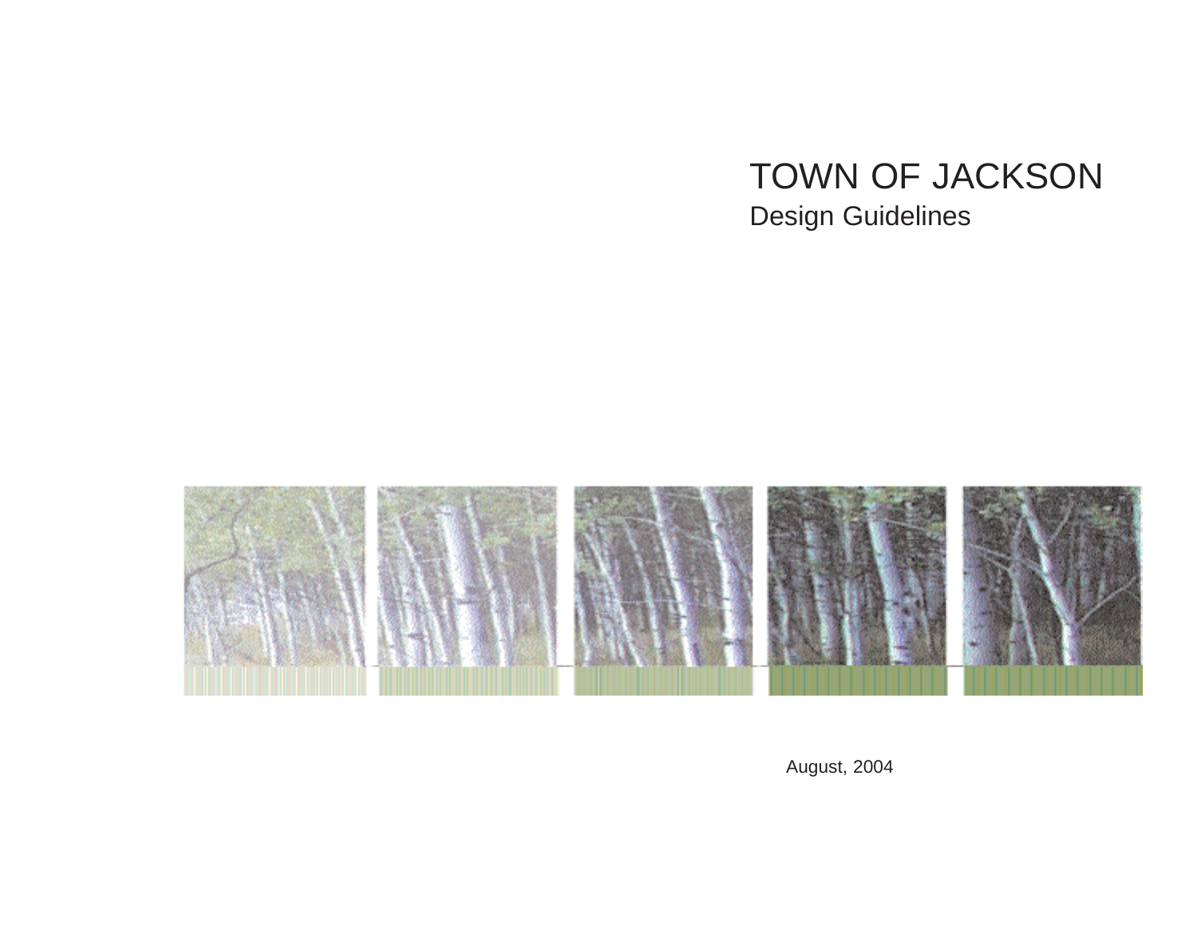# TOWN OF JACKSON

## Design Guidelines

August, 2004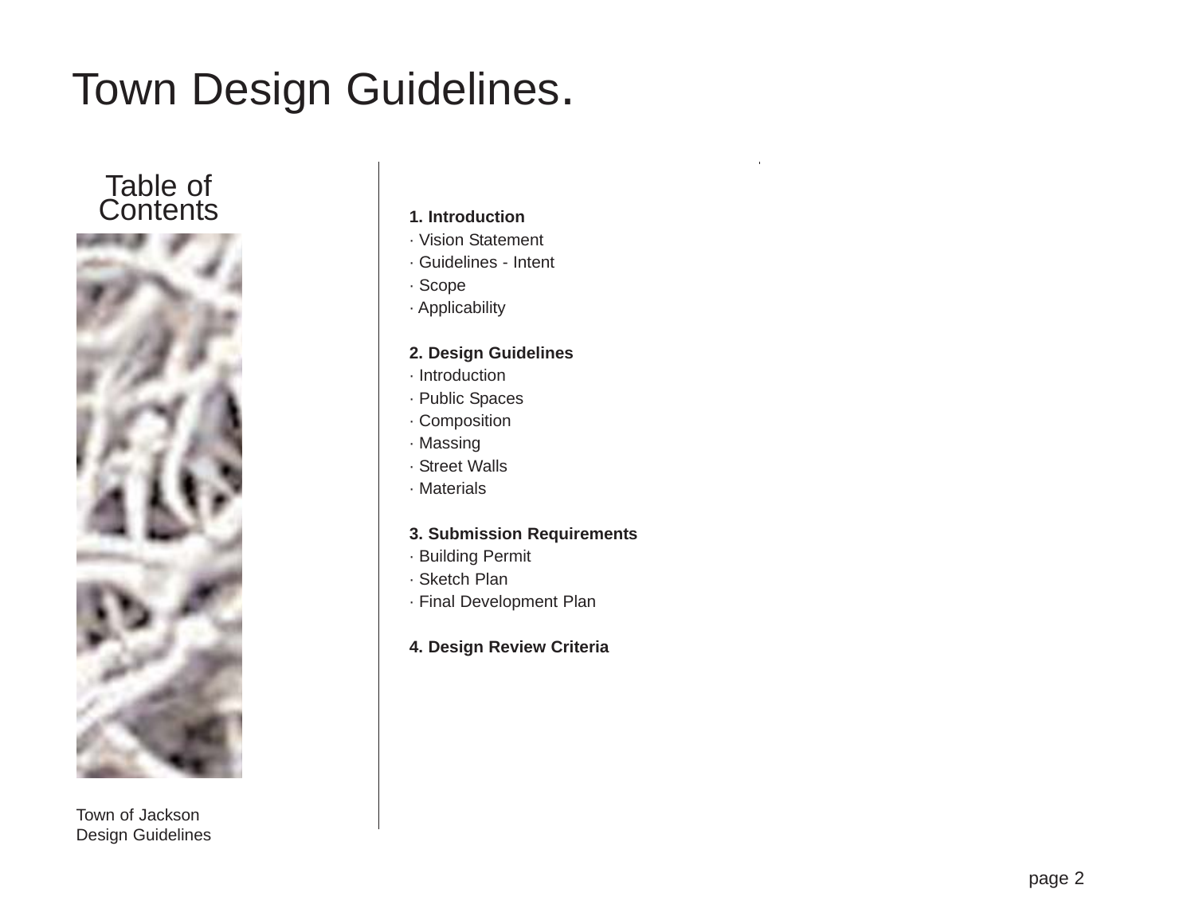# Town Design Guidelines.

## Table of Contents

**1. Introduction**
· Vision Statement
· Guidelines - Intent
· Scope
· Applicability

**2. Design Guidelines**
· Introduction
· Public Spaces
· Composition
· Massing
· Street Walls
· Materials

**3. Submission Requirements**
· Building Permit
· Sketch Plan
· Final Development Plan

**4. Design Review Criteria**

Town of Jackson
Design Guidelines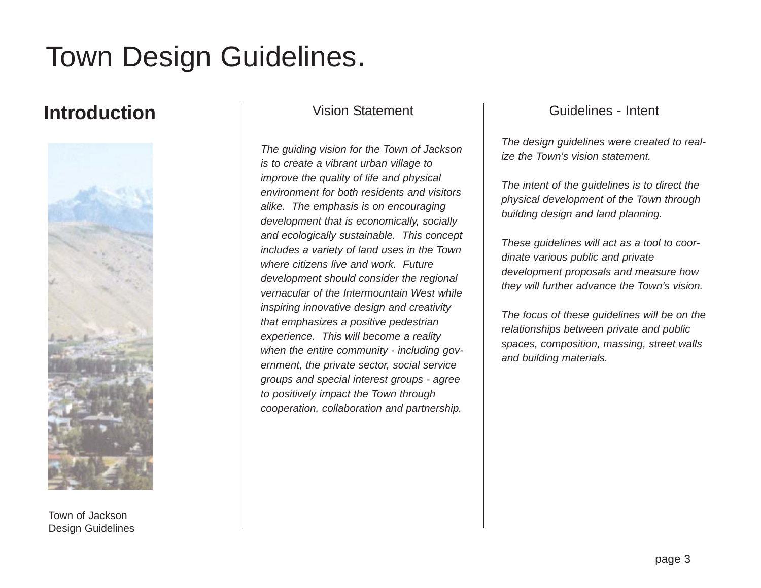# Town Design Guidelines.

## Introduction

Town of Jackson
Design Guidelines

### Vision Statement

*The guiding vision for the Town of Jackson is to create a vibrant urban village to improve the quality of life and physical environment for both residents and visitors alike. The emphasis is on encouraging development that is economically, socially and ecologically sustainable. This concept includes a variety of land uses in the Town where citizens live and work. Future development should consider the regional vernacular of the Intermountain West while inspiring innovative design and creativity that emphasizes a positive pedestrian experience. This will become a reality when the entire community - including government, the private sector, social service groups and special interest groups - agree to positively impact the Town through cooperation, collaboration and partnership.*

### Guidelines - Intent

*The design guidelines were created to realize the Town's vision statement.*

*The intent of the guidelines is to direct the physical development of the Town through building design and land planning.*

*These guidelines will act as a tool to coordinate various public and private development proposals and measure how they will further advance the Town's vision.*

*The focus of these guidelines will be on the relationships between private and public spaces, composition, massing, street walls and building materials.*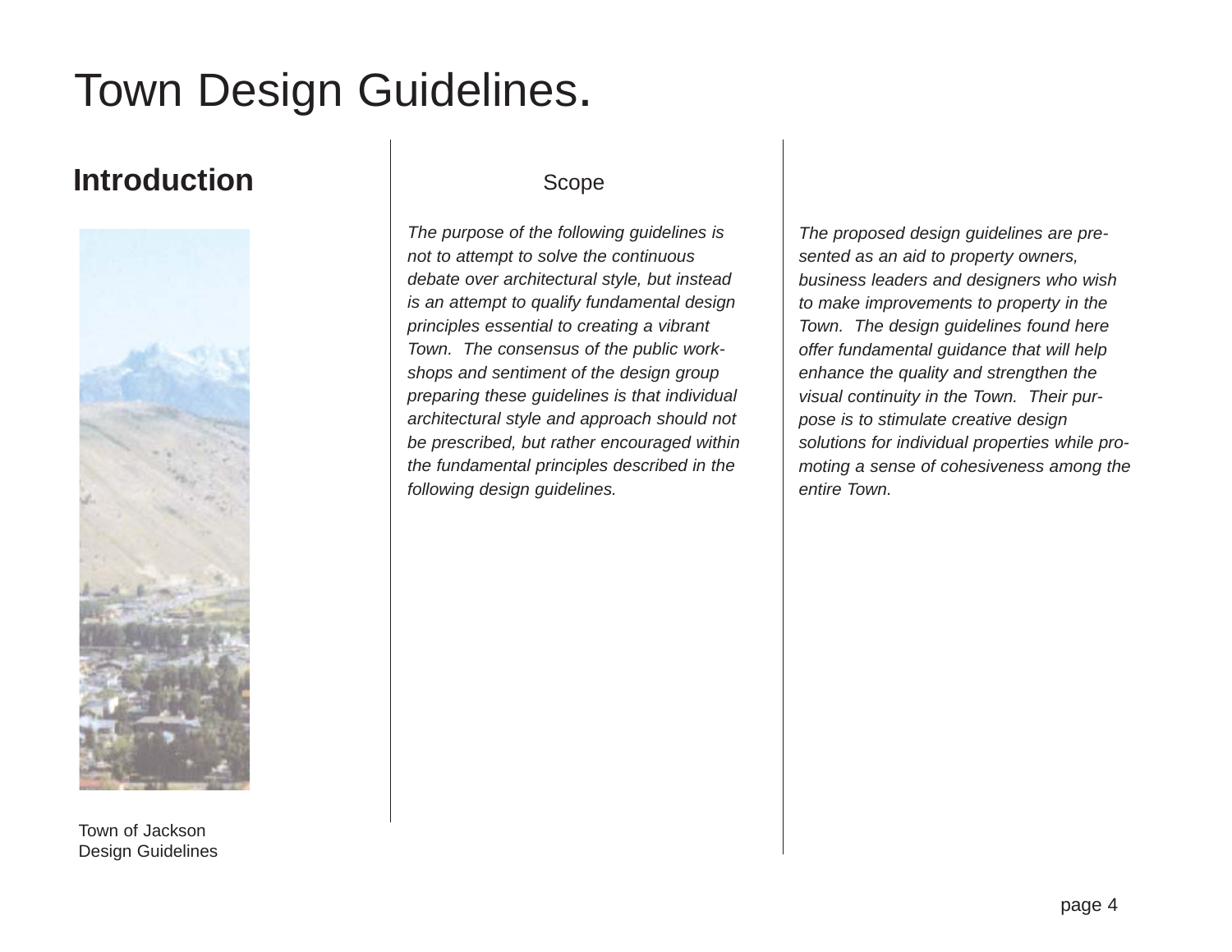# Town Design Guidelines.

## Introduction

Town of Jackson
Design Guidelines

### Scope

*The purpose of the following guidelines is not to attempt to solve the continuous debate over architectural style, but instead is an attempt to qualify fundamental design principles essential to creating a vibrant Town. The consensus of the public workshops and sentiment of the design group preparing these guidelines is that individual architectural style and approach should not be prescribed, but rather encouraged within the fundamental principles described in the following design guidelines.*

*The proposed design guidelines are presented as an aid to property owners, business leaders and designers who wish to make improvements to property in the Town. The design guidelines found here offer fundamental guidance that will help enhance the quality and strengthen the visual continuity in the Town. Their purpose is to stimulate creative design solutions for individual properties while promoting a sense of cohesiveness among the entire Town.*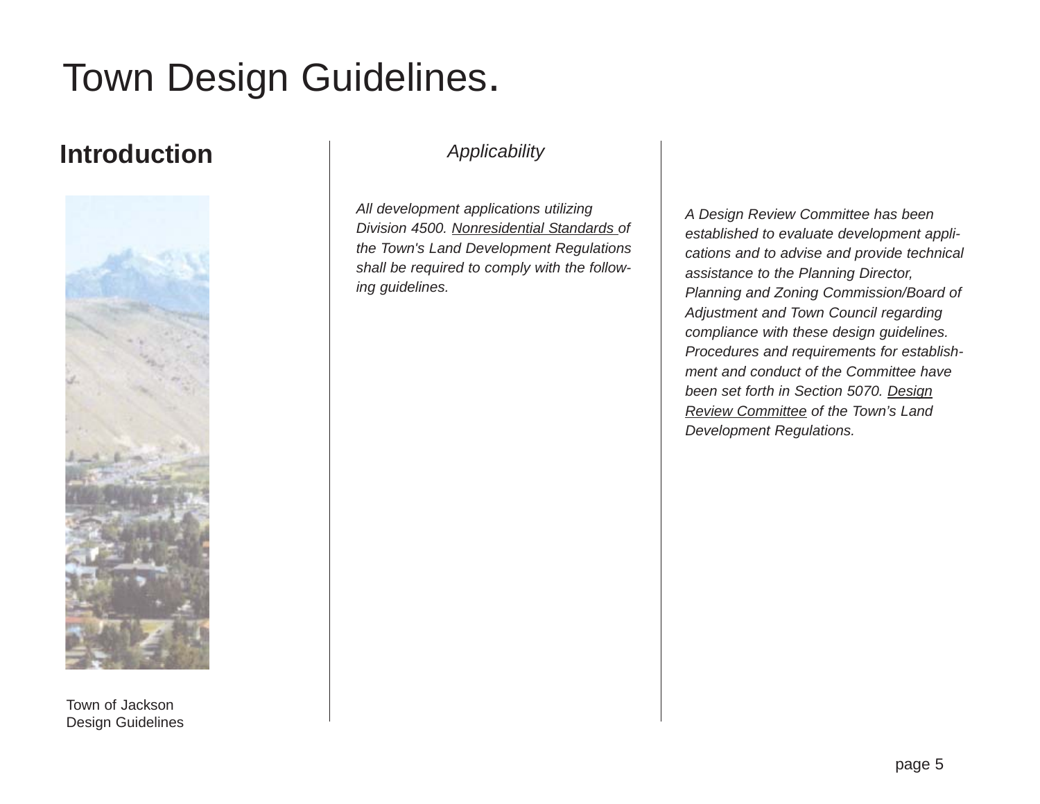# Town Design Guidelines.

## Introduction

Town of Jackson
Design Guidelines

### *Applicability*

*All development applications utilizing Division 4500. Nonresidential Standards of the Town's Land Development Regulations shall be required to comply with the following guidelines.*

*A Design Review Committee has been established to evaluate development applications and to advise and provide technical assistance to the Planning Director, Planning and Zoning Commission/Board of Adjustment and Town Council regarding compliance with these design guidelines. Procedures and requirements for establishment and conduct of the Committee have been set forth in Section 5070. Design Review Committee of the Town's Land Development Regulations.*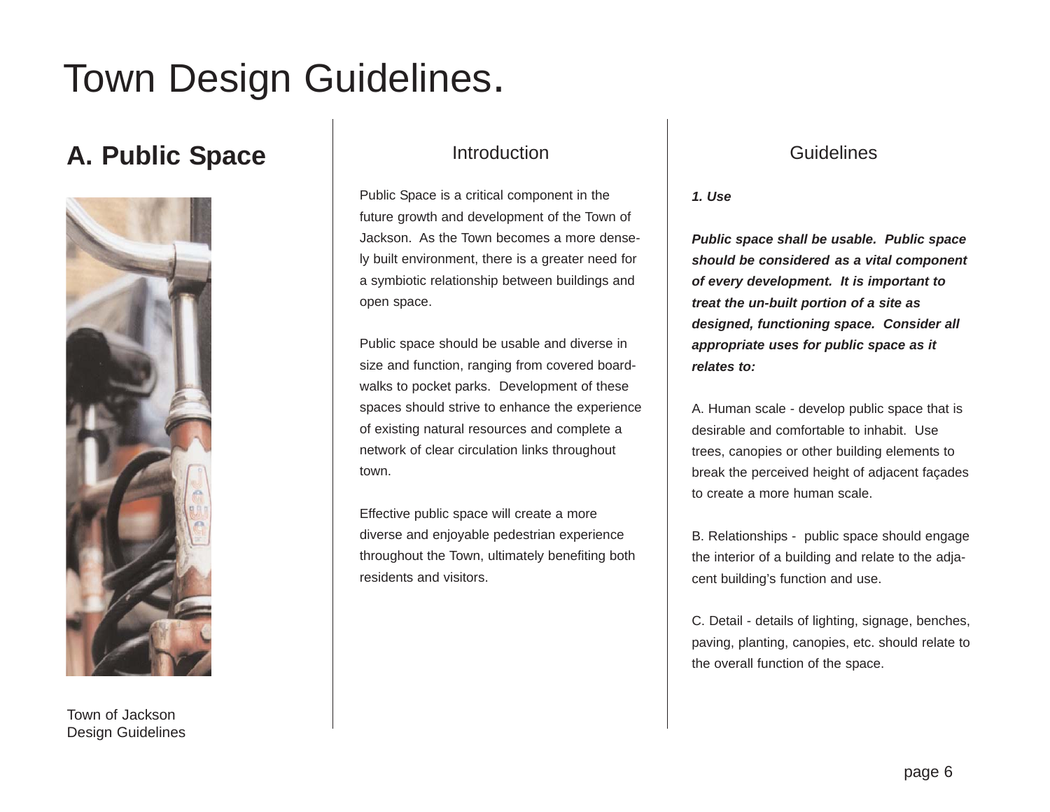# Town Design Guidelines.

## A. Public Space

Town of Jackson
Design Guidelines

### Introduction

Public Space is a critical component in the future growth and development of the Town of Jackson. As the Town becomes a more densely built environment, there is a greater need for a symbiotic relationship between buildings and open space.

Public space should be usable and diverse in size and function, ranging from covered boardwalks to pocket parks. Development of these spaces should strive to enhance the experience of existing natural resources and complete a network of clear circulation links throughout town.

Effective public space will create a more diverse and enjoyable pedestrian experience throughout the Town, ultimately benefiting both residents and visitors.

### Guidelines

***1. Use***

***Public space shall be usable. Public space should be considered as a vital component of every development. It is important to treat the un-built portion of a site as designed, functioning space. Consider all appropriate uses for public space as it relates to:***

A. Human scale - develop public space that is desirable and comfortable to inhabit. Use trees, canopies or other building elements to break the perceived height of adjacent façades to create a more human scale.

B. Relationships - public space should engage the interior of a building and relate to the adjacent building's function and use.

C. Detail - details of lighting, signage, benches, paving, planting, canopies, etc. should relate to the overall function of the space.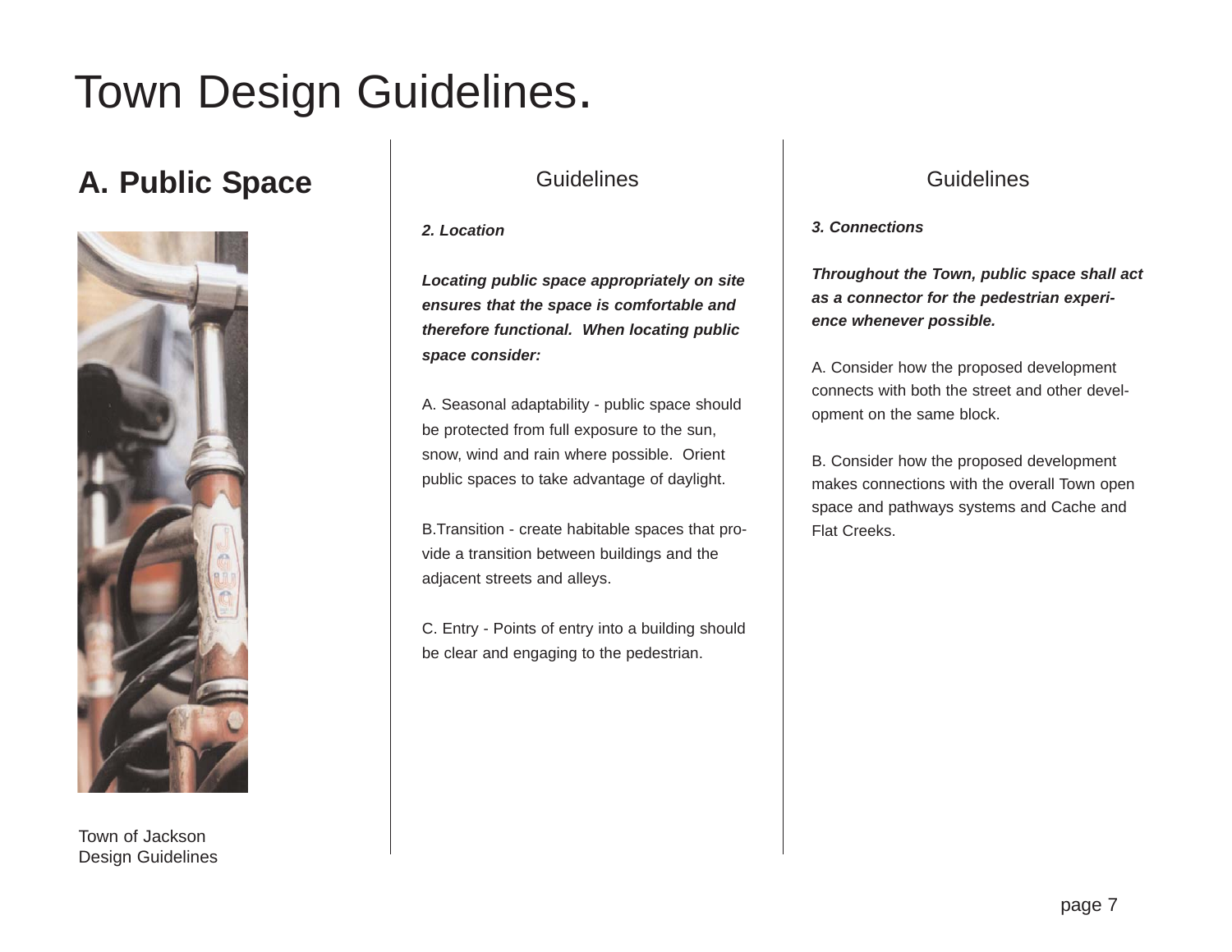# Town Design Guidelines.

## A. Public Space

### Guidelines

***2. Location***

***Locating public space appropriately on site ensures that the space is comfortable and therefore functional. When locating public space consider:***

A. Seasonal adaptability - public space should be protected from full exposure to the sun, snow, wind and rain where possible. Orient public spaces to take advantage of daylight.

B.Transition - create habitable spaces that provide a transition between buildings and the adjacent streets and alleys.

C. Entry - Points of entry into a building should be clear and engaging to the pedestrian.

### Guidelines

***3. Connections***

***Throughout the Town, public space shall act as a connector for the pedestrian experience whenever possible.***

A. Consider how the proposed development connects with both the street and other development on the same block.

B. Consider how the proposed development makes connections with the overall Town open space and pathways systems and Cache and Flat Creeks.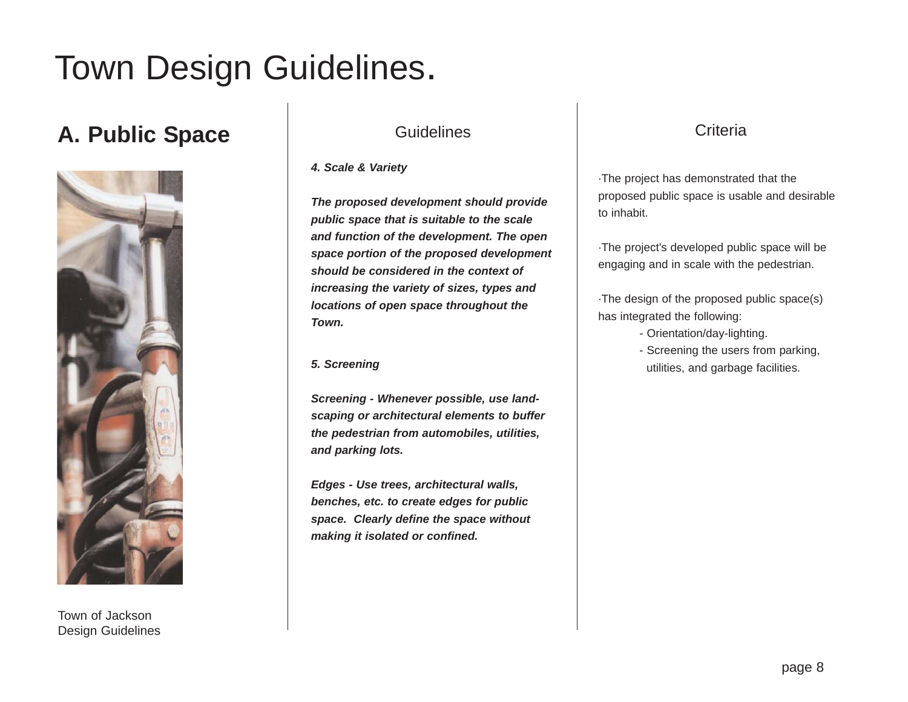# Town Design Guidelines.

## A. Public Space

### Guidelines

***4. Scale & Variety***

***The proposed development should provide public space that is suitable to the scale and function of the development. The open space portion of the proposed development should be considered in the context of increasing the variety of sizes, types and locations of open space throughout the Town.***

***5. Screening***

***Screening - Whenever possible, use land-scaping or architectural elements to buffer the pedestrian from automobiles, utilities, and parking lots.***

***Edges - Use trees, architectural walls, benches, etc. to create edges for public space. Clearly define the space without making it isolated or confined.***

### Criteria

·The project has demonstrated that the proposed public space is usable and desirable to inhabit.

·The project's developed public space will be engaging and in scale with the pedestrian.

·The design of the proposed public space(s) has integrated the following:

- Orientation/day-lighting.
- Screening the users from parking, utilities, and garbage facilities.

Town of Jackson
Design Guidelines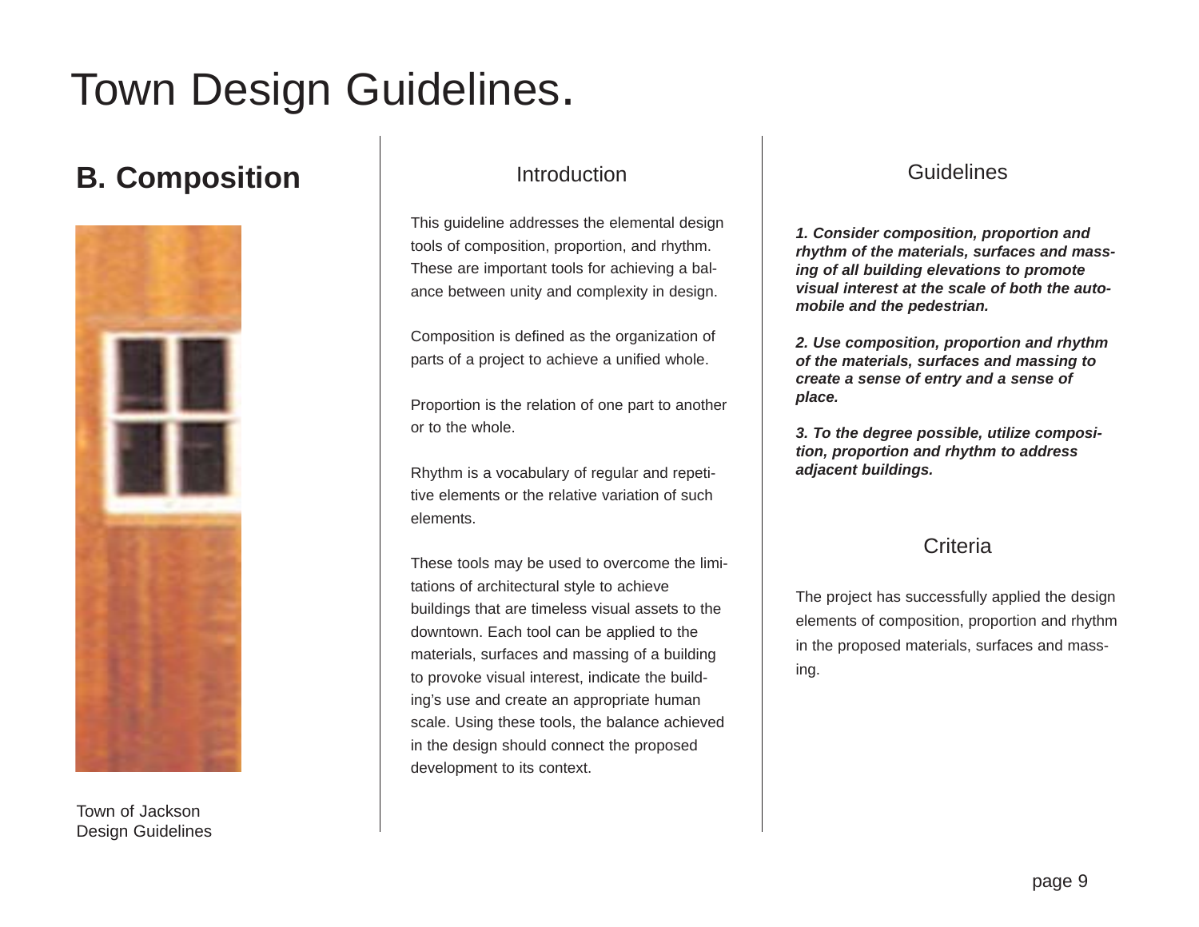# Town Design Guidelines.

## B. Composition

### Introduction

This guideline addresses the elemental design tools of composition, proportion, and rhythm. These are important tools for achieving a balance between unity and complexity in design.

Composition is defined as the organization of parts of a project to achieve a unified whole.

Proportion is the relation of one part to another or to the whole.

Rhythm is a vocabulary of regular and repetitive elements or the relative variation of such elements.

These tools may be used to overcome the limitations of architectural style to achieve buildings that are timeless visual assets to the downtown. Each tool can be applied to the materials, surfaces and massing of a building to provoke visual interest, indicate the building's use and create an appropriate human scale. Using these tools, the balance achieved in the design should connect the proposed development to its context.

### Guidelines

***1. Consider composition, proportion and rhythm of the materials, surfaces and massing of all building elevations to promote visual interest at the scale of both the automobile and the pedestrian.***

***2. Use composition, proportion and rhythm of the materials, surfaces and massing to create a sense of entry and a sense of place.***

***3. To the degree possible, utilize composition, proportion and rhythm to address adjacent buildings.***

### Criteria

The project has successfully applied the design elements of composition, proportion and rhythm in the proposed materials, surfaces and massing.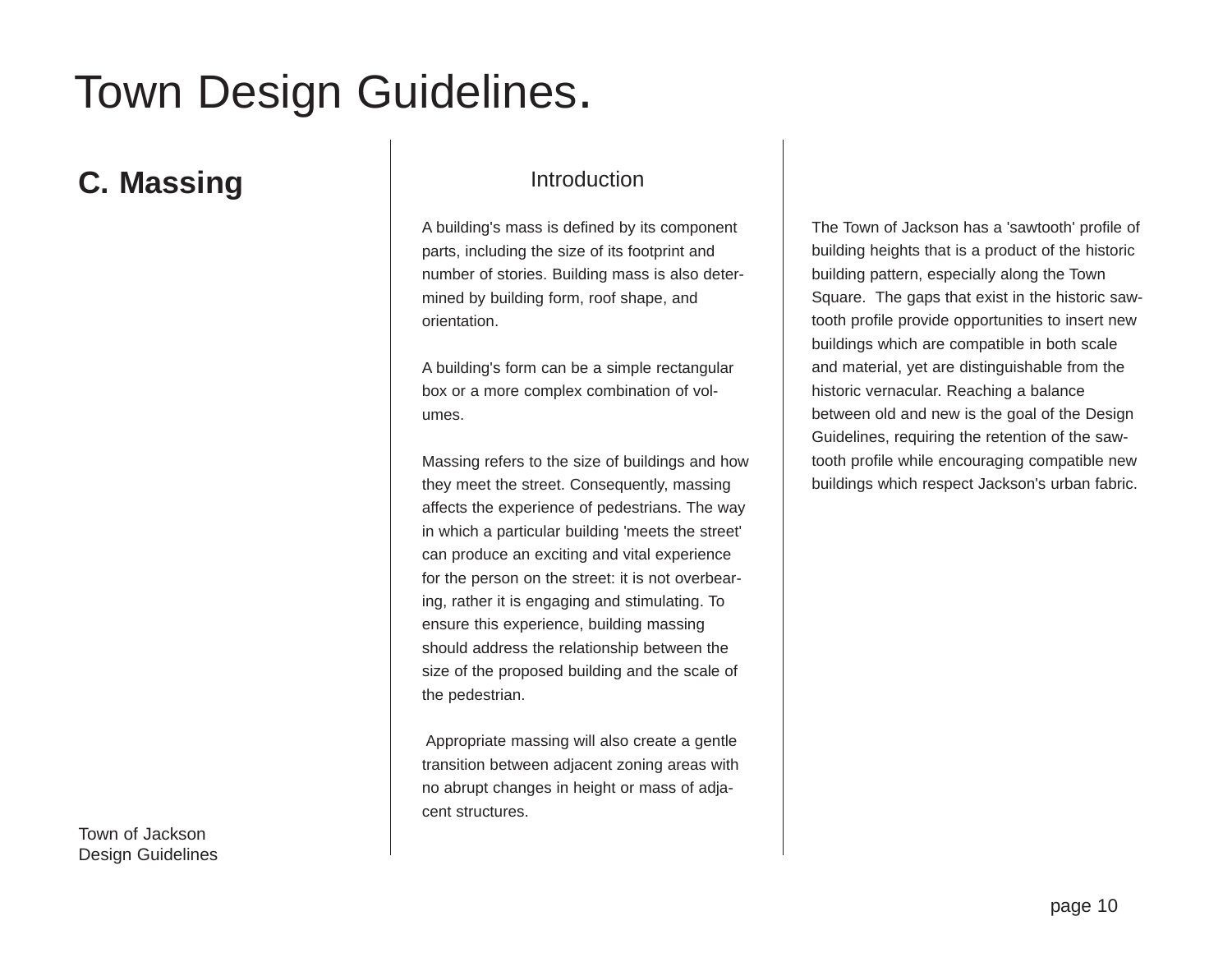# Town Design Guidelines.

## C. Massing

### Introduction

A building's mass is defined by its component parts, including the size of its footprint and number of stories. Building mass is also determined by building form, roof shape, and orientation.

A building's form can be a simple rectangular box or a more complex combination of volumes.

Massing refers to the size of buildings and how they meet the street. Consequently, massing affects the experience of pedestrians. The way in which a particular building 'meets the street' can produce an exciting and vital experience for the person on the street: it is not overbearing, rather it is engaging and stimulating. To ensure this experience, building massing should address the relationship between the size of the proposed building and the scale of the pedestrian.

Appropriate massing will also create a gentle transition between adjacent zoning areas with no abrupt changes in height or mass of adjacent structures.

The Town of Jackson has a 'sawtooth' profile of building heights that is a product of the historic building pattern, especially along the Town Square. The gaps that exist in the historic sawtooth profile provide opportunities to insert new buildings which are compatible in both scale and material, yet are distinguishable from the historic vernacular. Reaching a balance between old and new is the goal of the Design Guidelines, requiring the retention of the sawtooth profile while encouraging compatible new buildings which respect Jackson's urban fabric.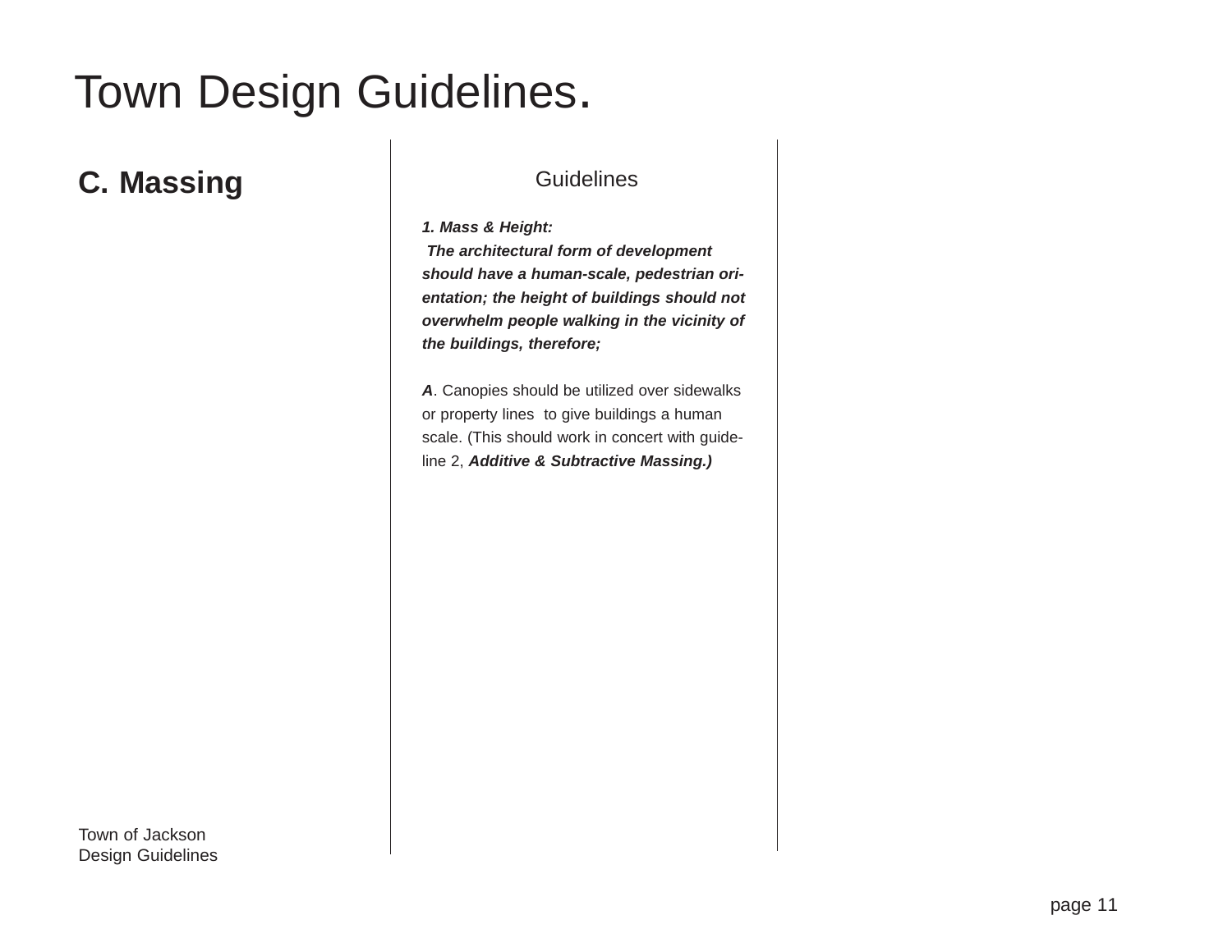# Town Design Guidelines.

## C. Massing

### Guidelines

***1. Mass & Height:***
***The architectural form of development should have a human-scale, pedestrian orientation; the height of buildings should not overwhelm people walking in the vicinity of the buildings, therefore;***

***A***. Canopies should be utilized over sidewalks or property lines to give buildings a human scale. (This should work in concert with guideline 2, ***Additive & Subtractive Massing.)***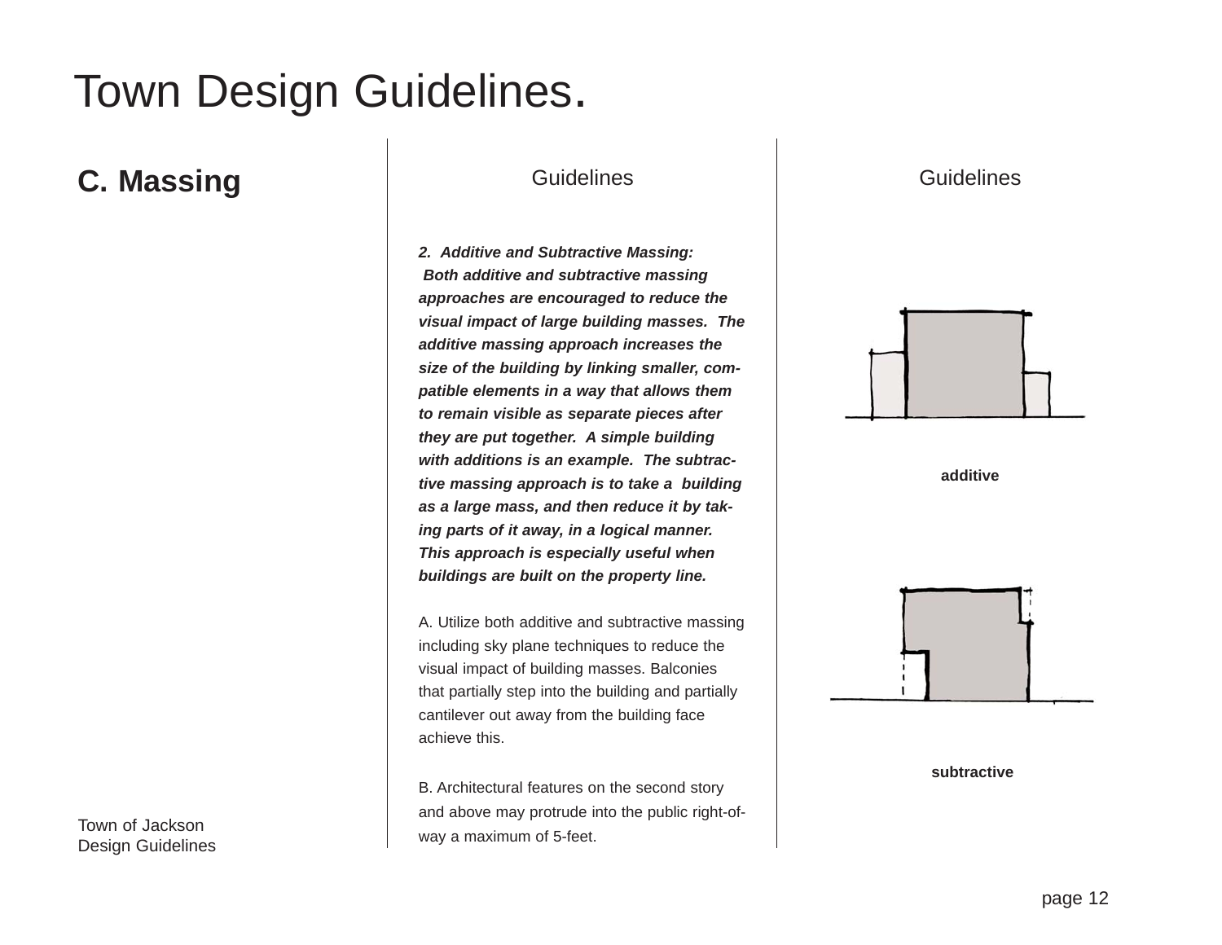# Town Design Guidelines.

## C. Massing

Guidelines

***2. Additive and Subtractive Massing:*** ***Both additive and subtractive massing approaches are encouraged to reduce the visual impact of large building masses. The additive massing approach increases the size of the building by linking smaller, compatible elements in a way that allows them to remain visible as separate pieces after they are put together. A simple building with additions is an example. The subtractive massing approach is to take a building as a large mass, and then reduce it by taking parts of it away, in a logical manner. This approach is especially useful when buildings are built on the property line.***

A. Utilize both additive and subtractive massing including sky plane techniques to reduce the visual impact of building masses. Balconies that partially step into the building and partially cantilever out away from the building face achieve this.

B. Architectural features on the second story and above may protrude into the public right-of-way a maximum of 5-feet.

Guidelines

**additive**

**subtractive**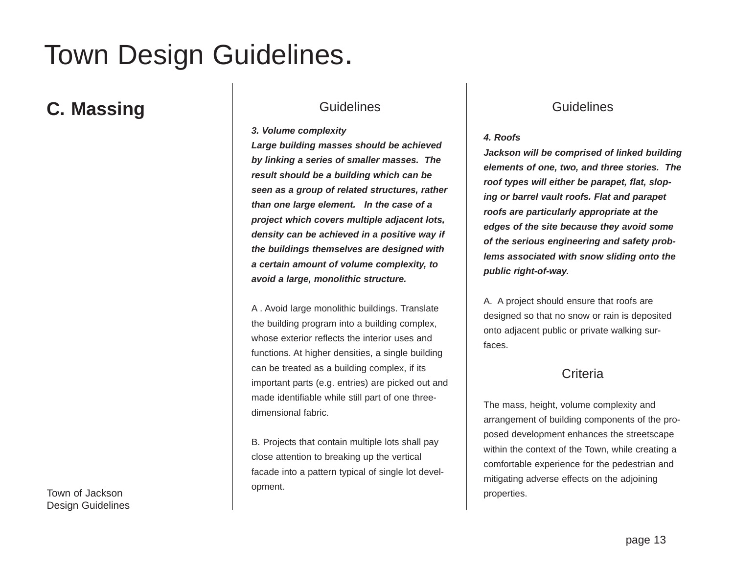# Town Design Guidelines.

## C. Massing

### Guidelines

***3. Volume complexity***
***Large building masses should be achieved by linking a series of smaller masses. The result should be a building which can be seen as a group of related structures, rather than one large element. In the case of a project which covers multiple adjacent lots, density can be achieved in a positive way if the buildings themselves are designed with a certain amount of volume complexity, to avoid a large, monolithic structure.***

A . Avoid large monolithic buildings. Translate the building program into a building complex, whose exterior reflects the interior uses and functions. At higher densities, a single building can be treated as a building complex, if its important parts (e.g. entries) are picked out and made identifiable while still part of one three-dimensional fabric.

B. Projects that contain multiple lots shall pay close attention to breaking up the vertical facade into a pattern typical of single lot development.

### Guidelines

***4. Roofs***
***Jackson will be comprised of linked building elements of one, two, and three stories. The roof types will either be parapet, flat, sloping or barrel vault roofs. Flat and parapet roofs are particularly appropriate at the edges of the site because they avoid some of the serious engineering and safety problems associated with snow sliding onto the public right-of-way.***

A. A project should ensure that roofs are designed so that no snow or rain is deposited onto adjacent public or private walking surfaces.

### Criteria

The mass, height, volume complexity and arrangement of building components of the proposed development enhances the streetscape within the context of the Town, while creating a comfortable experience for the pedestrian and mitigating adverse effects on the adjoining properties.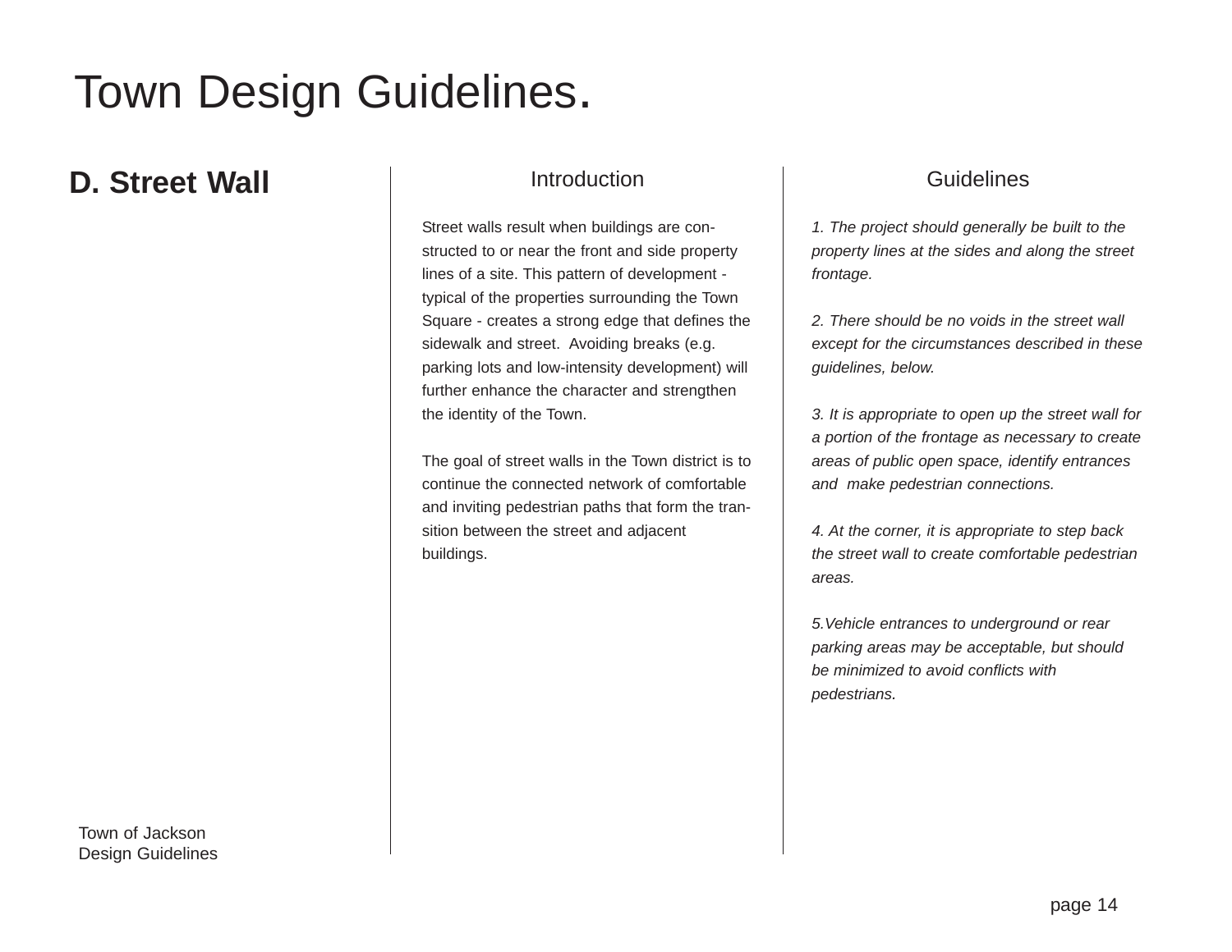# Town Design Guidelines.

## D. Street Wall

### Introduction

Street walls result when buildings are constructed to or near the front and side property lines of a site. This pattern of development - typical of the properties surrounding the Town Square - creates a strong edge that defines the sidewalk and street. Avoiding breaks (e.g. parking lots and low-intensity development) will further enhance the character and strengthen the identity of the Town.

The goal of street walls in the Town district is to continue the connected network of comfortable and inviting pedestrian paths that form the transition between the street and adjacent buildings.

### Guidelines

*1. The project should generally be built to the property lines at the sides and along the street frontage.*

*2. There should be no voids in the street wall except for the circumstances described in these guidelines, below.*

*3. It is appropriate to open up the street wall for a portion of the frontage as necessary to create areas of public open space, identify entrances and make pedestrian connections.*

*4. At the corner, it is appropriate to step back the street wall to create comfortable pedestrian areas.*

*5.Vehicle entrances to underground or rear parking areas may be acceptable, but should be minimized to avoid conflicts with pedestrians.*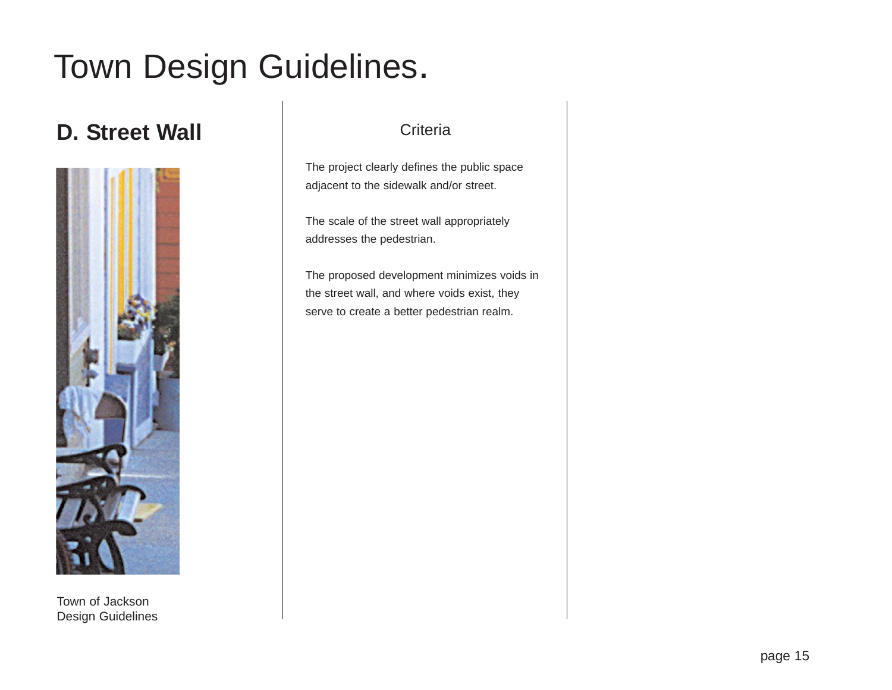# Town Design Guidelines.

## D. Street Wall

Town of Jackson
Design Guidelines

### Criteria

The project clearly defines the public space adjacent to the sidewalk and/or street.

The scale of the street wall appropriately addresses the pedestrian.

The proposed development minimizes voids in the street wall, and where voids exist, they serve to create a better pedestrian realm.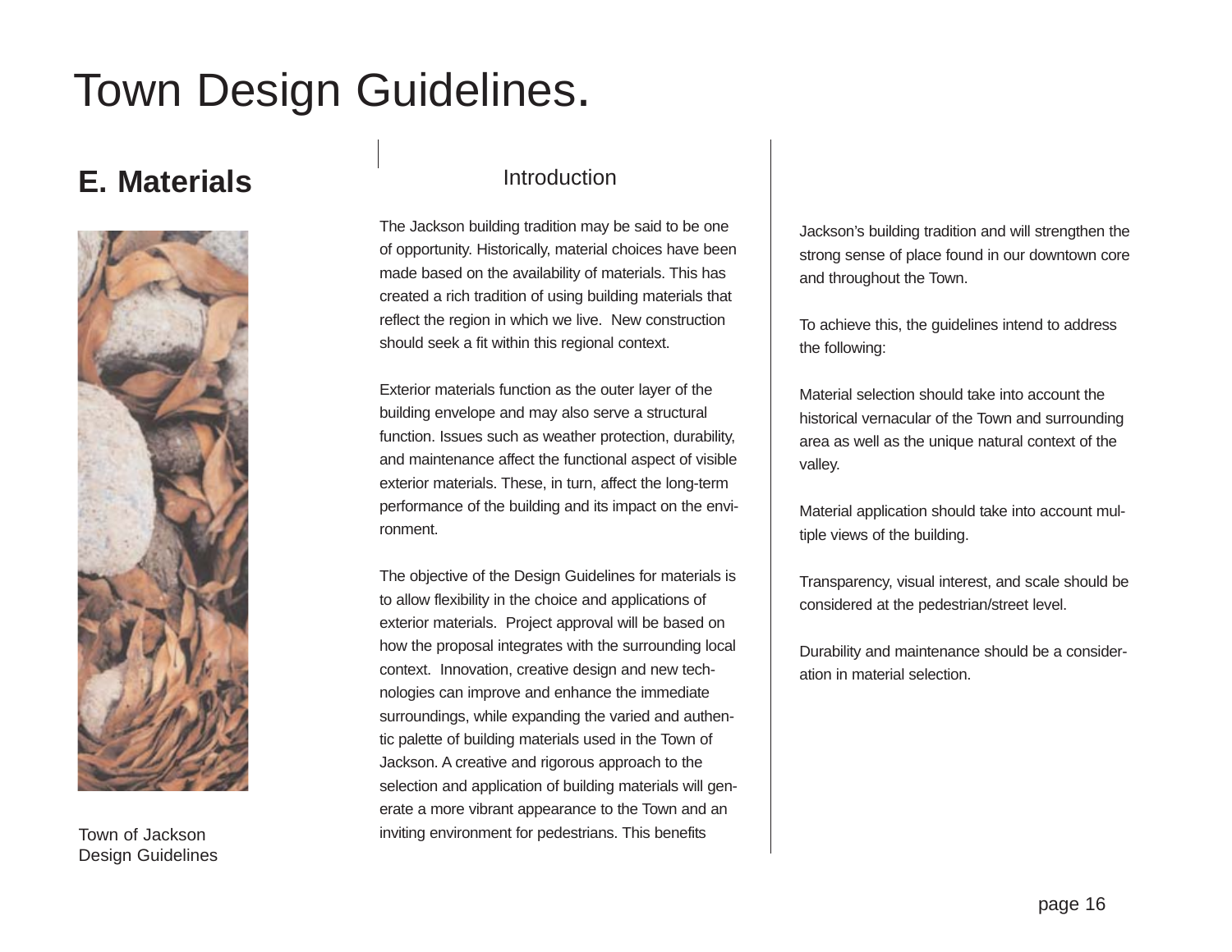# Town Design Guidelines.

## E. Materials

### Introduction

The Jackson building tradition may be said to be one of opportunity. Historically, material choices have been made based on the availability of materials. This has created a rich tradition of using building materials that reflect the region in which we live. New construction should seek a fit within this regional context.

Exterior materials function as the outer layer of the building envelope and may also serve a structural function. Issues such as weather protection, durability, and maintenance affect the functional aspect of visible exterior materials. These, in turn, affect the long-term performance of the building and its impact on the environment.

The objective of the Design Guidelines for materials is to allow flexibility in the choice and applications of exterior materials. Project approval will be based on how the proposal integrates with the surrounding local context. Innovation, creative design and new technologies can improve and enhance the immediate surroundings, while expanding the varied and authentic palette of building materials used in the Town of Jackson. A creative and rigorous approach to the selection and application of building materials will generate a more vibrant appearance to the Town and an inviting environment for pedestrians. This benefits Jackson's building tradition and will strengthen the strong sense of place found in our downtown core and throughout the Town.

To achieve this, the guidelines intend to address the following:

Material selection should take into account the historical vernacular of the Town and surrounding area as well as the unique natural context of the valley.

Material application should take into account multiple views of the building.

Transparency, visual interest, and scale should be considered at the pedestrian/street level.

Durability and maintenance should be a consideration in material selection.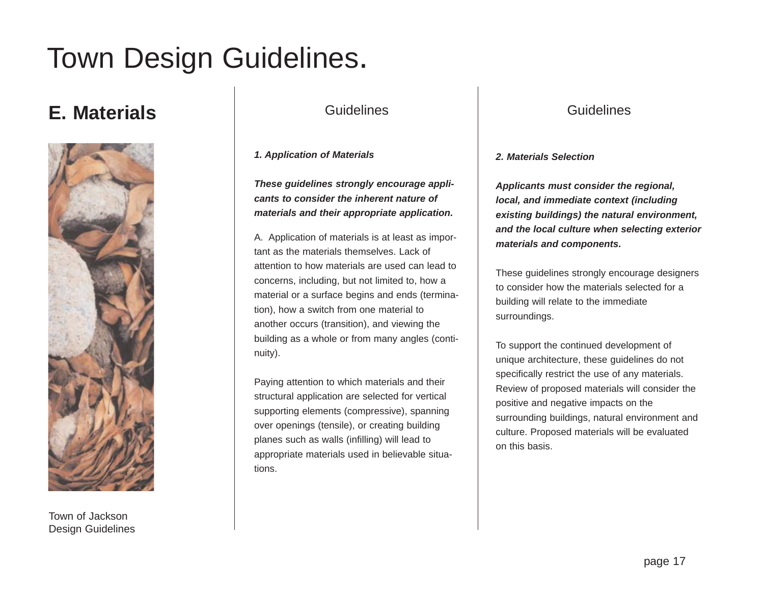# Town Design Guidelines.

## E. Materials

### Guidelines

***1. Application of Materials***

***These guidelines strongly encourage applicants to consider the inherent nature of materials and their appropriate application.***

A. Application of materials is at least as important as the materials themselves. Lack of attention to how materials are used can lead to concerns, including, but not limited to, how a material or a surface begins and ends (termination), how a switch from one material to another occurs (transition), and viewing the building as a whole or from many angles (continuity).

Paying attention to which materials and their structural application are selected for vertical supporting elements (compressive), spanning over openings (tensile), or creating building planes such as walls (infilling) will lead to appropriate materials used in believable situations.

### Guidelines

***2. Materials Selection***

***Applicants must consider the regional, local, and immediate context (including existing buildings) the natural environment, and the local culture when selecting exterior materials and components.***

These guidelines strongly encourage designers to consider how the materials selected for a building will relate to the immediate surroundings.

To support the continued development of unique architecture, these guidelines do not specifically restrict the use of any materials. Review of proposed materials will consider the positive and negative impacts on the surrounding buildings, natural environment and culture. Proposed materials will be evaluated on this basis.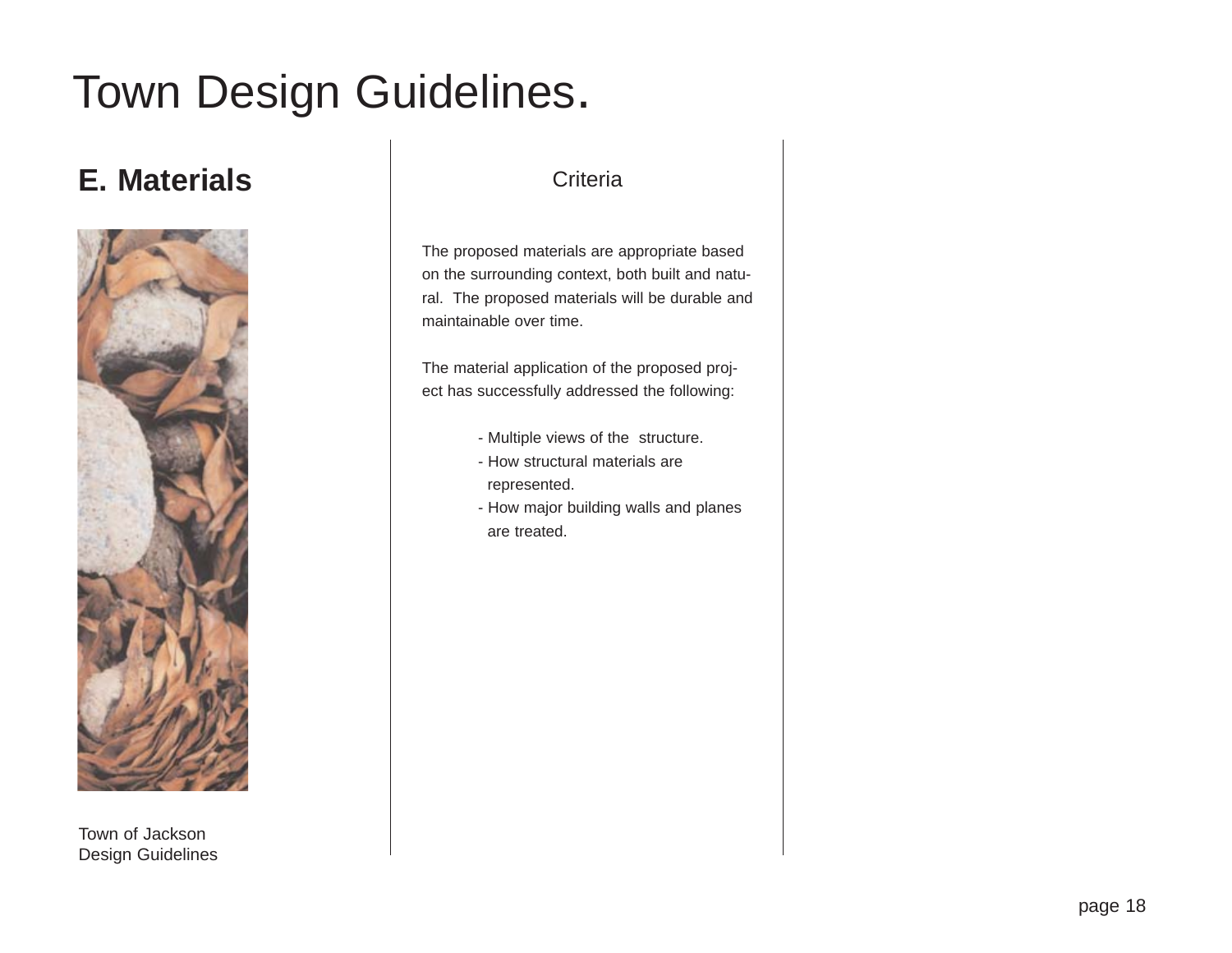# Town Design Guidelines.

## E. Materials

### Criteria

The proposed materials are appropriate based on the surrounding context, both built and natural. The proposed materials will be durable and maintainable over time.

The material application of the proposed project has successfully addressed the following:

- Multiple views of the structure.
- How structural materials are represented.
- How major building walls and planes are treated.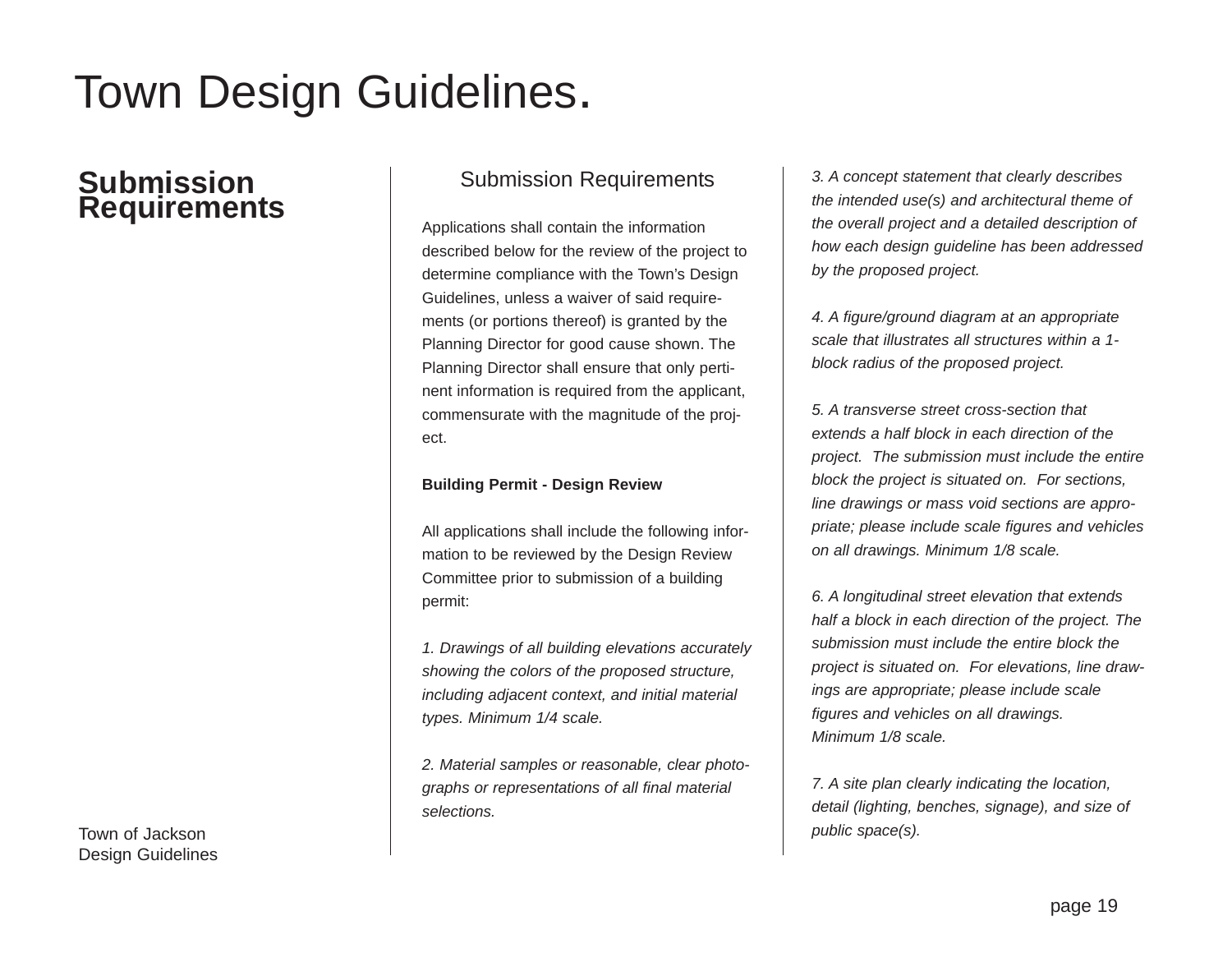# Town Design Guidelines.

## Submission Requirements

### Submission Requirements

Applications shall contain the information described below for the review of the project to determine compliance with the Town's Design Guidelines, unless a waiver of said requirements (or portions thereof) is granted by the Planning Director for good cause shown. The Planning Director shall ensure that only pertinent information is required from the applicant, commensurate with the magnitude of the project.

**Building Permit - Design Review**

All applications shall include the following information to be reviewed by the Design Review Committee prior to submission of a building permit:

*1. Drawings of all building elevations accurately showing the colors of the proposed structure, including adjacent context, and initial material types. Minimum 1/4 scale.*

*2. Material samples or reasonable, clear photographs or representations of all final material selections.*

*3. A concept statement that clearly describes the intended use(s) and architectural theme of the overall project and a detailed description of how each design guideline has been addressed by the proposed project.*

*4. A figure/ground diagram at an appropriate scale that illustrates all structures within a 1-block radius of the proposed project.*

*5. A transverse street cross-section that extends a half block in each direction of the project. The submission must include the entire block the project is situated on. For sections, line drawings or mass void sections are appropriate; please include scale figures and vehicles on all drawings. Minimum 1/8 scale.*

*6. A longitudinal street elevation that extends half a block in each direction of the project. The submission must include the entire block the project is situated on. For elevations, line drawings are appropriate; please include scale figures and vehicles on all drawings. Minimum 1/8 scale.*

*7. A site plan clearly indicating the location, detail (lighting, benches, signage), and size of public space(s).*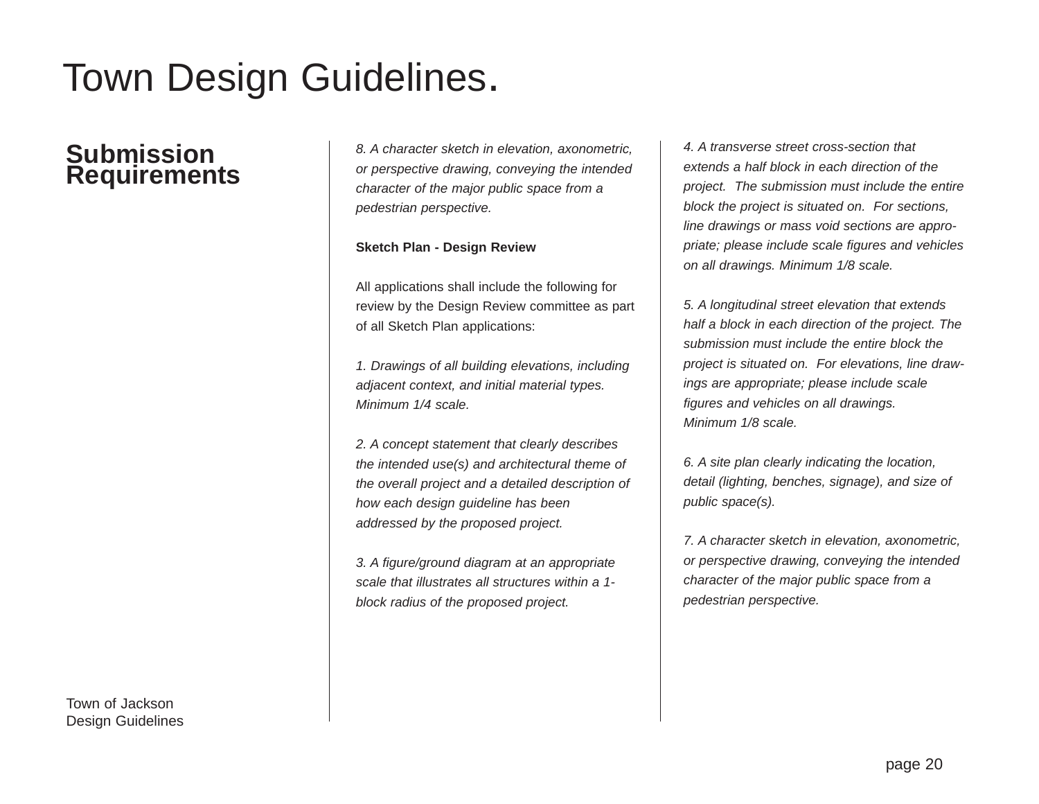# Town Design Guidelines.

## Submission Requirements

*8. A character sketch in elevation, axonometric, or perspective drawing, conveying the intended character of the major public space from a pedestrian perspective.*

**Sketch Plan - Design Review**

All applications shall include the following for review by the Design Review committee as part of all Sketch Plan applications:

*1. Drawings of all building elevations, including adjacent context, and initial material types. Minimum 1/4 scale.*

*2. A concept statement that clearly describes the intended use(s) and architectural theme of the overall project and a detailed description of how each design guideline has been addressed by the proposed project.*

*3. A figure/ground diagram at an appropriate scale that illustrates all structures within a 1-block radius of the proposed project.*

*4. A transverse street cross-section that extends a half block in each direction of the project. The submission must include the entire block the project is situated on. For sections, line drawings or mass void sections are appropriate; please include scale figures and vehicles on all drawings. Minimum 1/8 scale.*

*5. A longitudinal street elevation that extends half a block in each direction of the project. The submission must include the entire block the project is situated on. For elevations, line drawings are appropriate; please include scale figures and vehicles on all drawings. Minimum 1/8 scale.*

*6. A site plan clearly indicating the location, detail (lighting, benches, signage), and size of public space(s).*

*7. A character sketch in elevation, axonometric, or perspective drawing, conveying the intended character of the major public space from a pedestrian perspective.*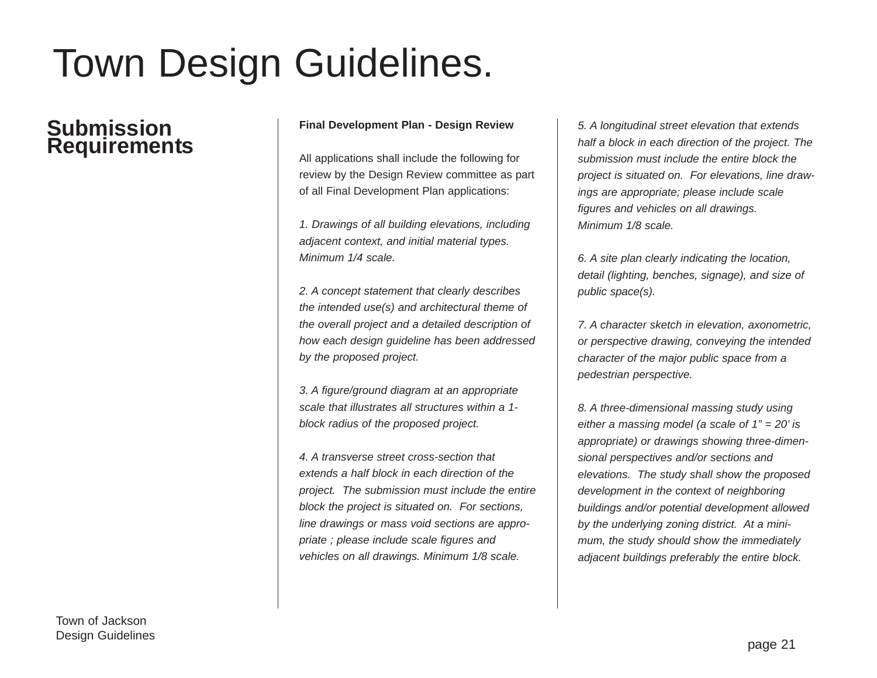# Town Design Guidelines.

## Submission Requirements

**Final Development Plan - Design Review**

All applications shall include the following for review by the Design Review committee as part of all Final Development Plan applications:

*1. Drawings of all building elevations, including adjacent context, and initial material types. Minimum 1/4 scale.*

*2. A concept statement that clearly describes the intended use(s) and architectural theme of the overall project and a detailed description of how each design guideline has been addressed by the proposed project.*

*3. A figure/ground diagram at an appropriate scale that illustrates all structures within a 1-block radius of the proposed project.*

*4. A transverse street cross-section that extends a half block in each direction of the project. The submission must include the entire block the project is situated on. For sections, line drawings or mass void sections are appropriate ; please include scale figures and vehicles on all drawings. Minimum 1/8 scale.*

*5. A longitudinal street elevation that extends half a block in each direction of the project. The submission must include the entire block the project is situated on. For elevations, line drawings are appropriate; please include scale figures and vehicles on all drawings. Minimum 1/8 scale.*

*6. A site plan clearly indicating the location, detail (lighting, benches, signage), and size of public space(s).*

*7. A character sketch in elevation, axonometric, or perspective drawing, conveying the intended character of the major public space from a pedestrian perspective.*

*8. A three-dimensional massing study using either a massing model (a scale of 1" = 20' is appropriate) or drawings showing three-dimensional perspectives and/or sections and elevations. The study shall show the proposed development in the context of neighboring buildings and/or potential development allowed by the underlying zoning district. At a minimum, the study should show the immediately adjacent buildings preferably the entire block.*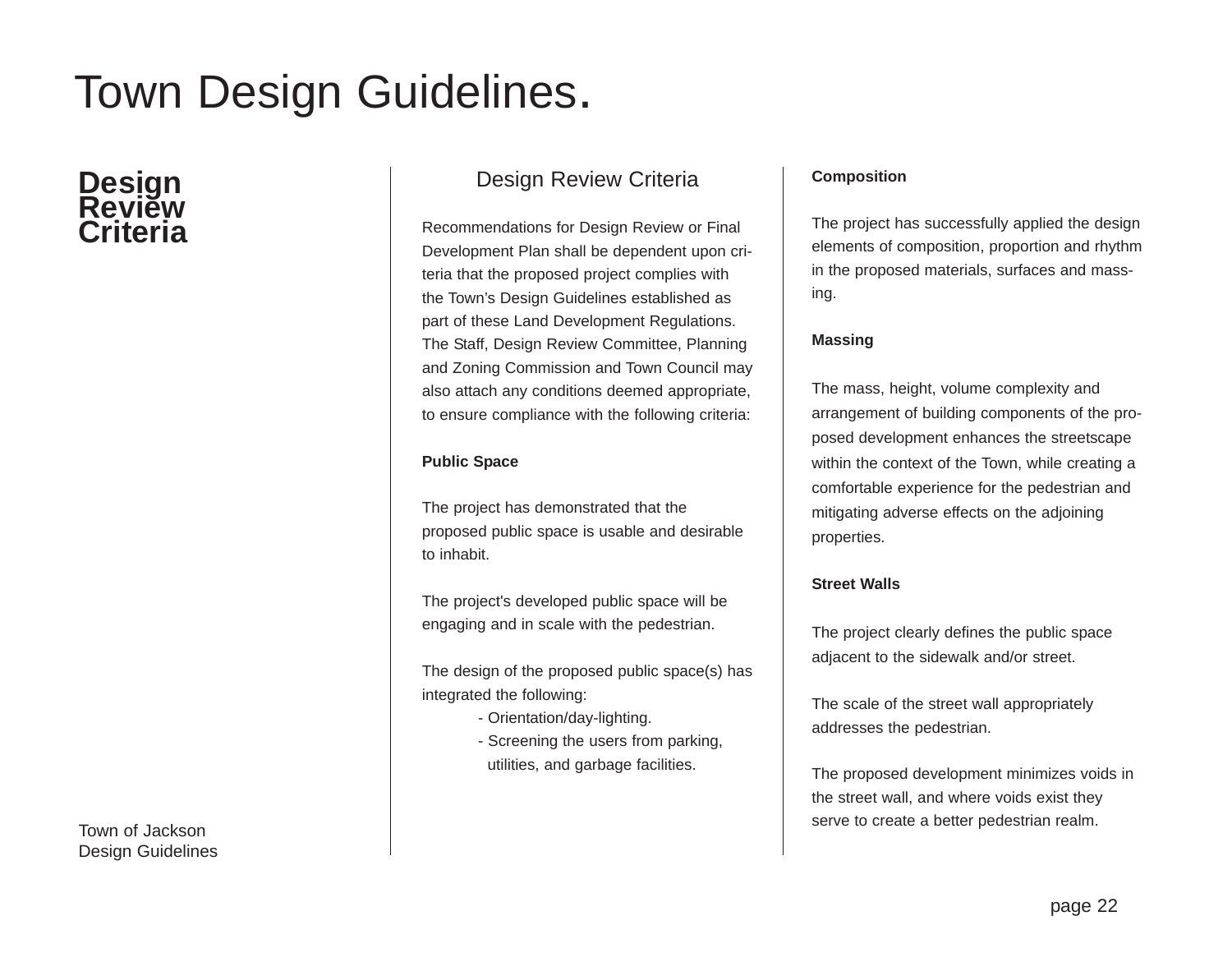# Town Design Guidelines.

## Design Review Criteria

### Design Review Criteria

Recommendations for Design Review or Final Development Plan shall be dependent upon criteria that the proposed project complies with the Town's Design Guidelines established as part of these Land Development Regulations. The Staff, Design Review Committee, Planning and Zoning Commission and Town Council may also attach any conditions deemed appropriate, to ensure compliance with the following criteria:

**Public Space**

The project has demonstrated that the proposed public space is usable and desirable to inhabit.

The project's developed public space will be engaging and in scale with the pedestrian.

The design of the proposed public space(s) has integrated the following:

- Orientation/day-lighting.
- Screening the users from parking, utilities, and garbage facilities.

**Composition**

The project has successfully applied the design elements of composition, proportion and rhythm in the proposed materials, surfaces and massing.

**Massing**

The mass, height, volume complexity and arrangement of building components of the proposed development enhances the streetscape within the context of the Town, while creating a comfortable experience for the pedestrian and mitigating adverse effects on the adjoining properties.

**Street Walls**

The project clearly defines the public space adjacent to the sidewalk and/or street.

The scale of the street wall appropriately addresses the pedestrian.

The proposed development minimizes voids in the street wall, and where voids exist they serve to create a better pedestrian realm.

Town of Jackson
Design Guidelines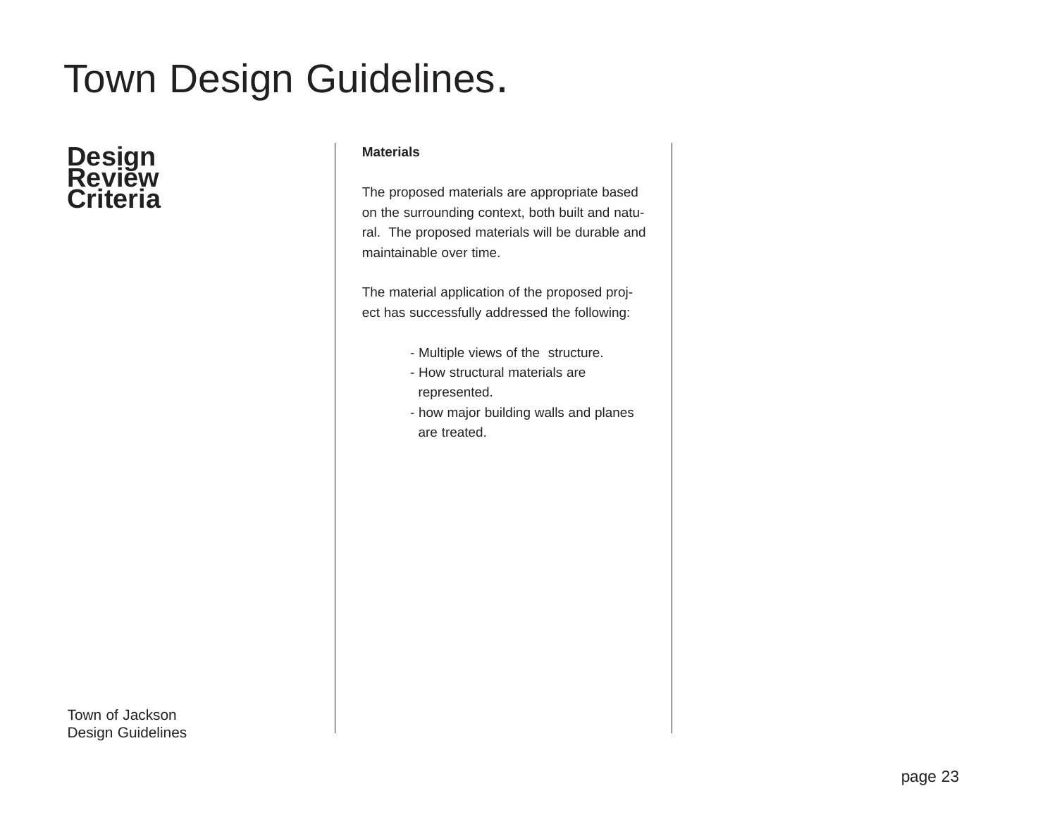# Town Design Guidelines.

## Design Review Criteria

### Materials

The proposed materials are appropriate based on the surrounding context, both built and natural. The proposed materials will be durable and maintainable over time.

The material application of the proposed project has successfully addressed the following:

- Multiple views of the structure.
- How structural materials are represented.
- how major building walls and planes are treated.

Town of Jackson
Design Guidelines